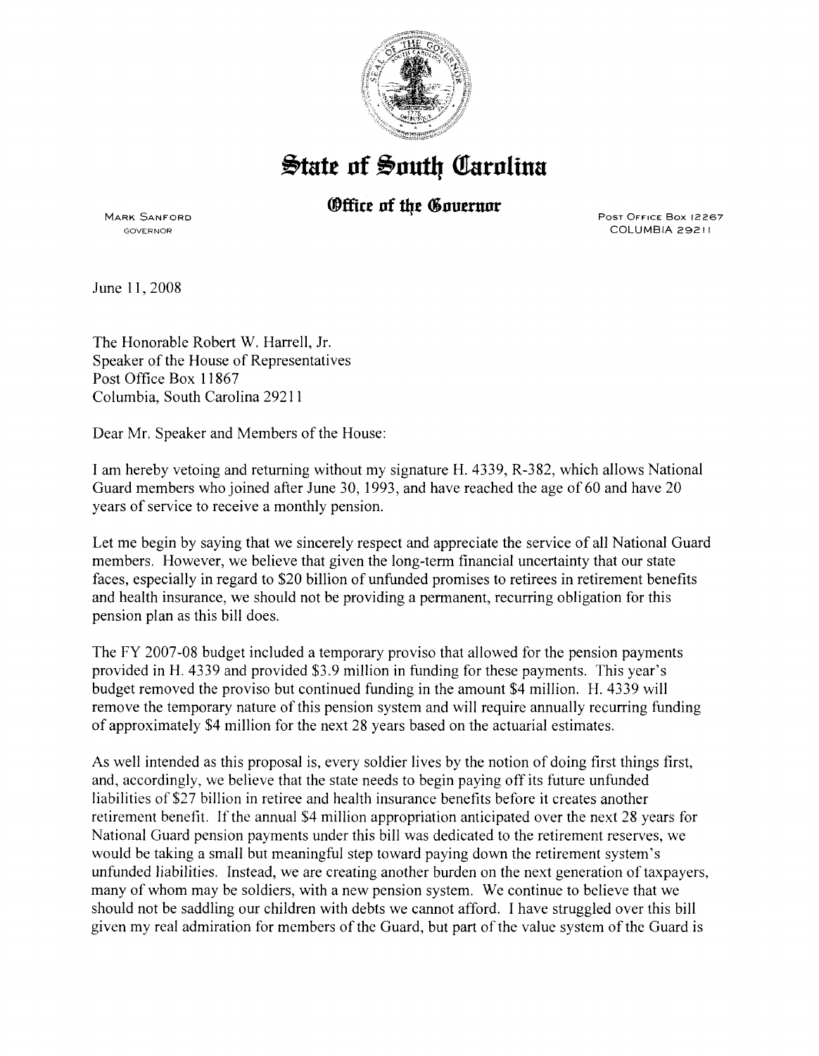# State of South Carolina

## Office of the Governor

MARK SANFORD
GOVERNOR

POST OFFICE BOX 12267
COLUMBIA 29211

June 11, 2008

The Honorable Robert W. Harrell, Jr.
Speaker of the House of Representatives
Post Office Box 11867
Columbia, South Carolina 29211

Dear Mr. Speaker and Members of the House:

I am hereby vetoing and returning without my signature H. 4339, R-382, which allows National Guard members who joined after June 30, 1993, and have reached the age of 60 and have 20 years of service to receive a monthly pension.

Let me begin by saying that we sincerely respect and appreciate the service of all National Guard members. However, we believe that given the long-term financial uncertainty that our state faces, especially in regard to $20 billion of unfunded promises to retirees in retirement benefits and health insurance, we should not be providing a permanent, recurring obligation for this pension plan as this bill does.

The FY 2007-08 budget included a temporary proviso that allowed for the pension payments provided in H. 4339 and provided $3.9 million in funding for these payments. This year's budget removed the proviso but continued funding in the amount $4 million. H. 4339 will remove the temporary nature of this pension system and will require annually recurring funding of approximately $4 million for the next 28 years based on the actuarial estimates.

As well intended as this proposal is, every soldier lives by the notion of doing first things first, and, accordingly, we believe that the state needs to begin paying off its future unfunded liabilities of $27 billion in retiree and health insurance benefits before it creates another retirement benefit. If the annual $4 million appropriation anticipated over the next 28 years for National Guard pension payments under this bill was dedicated to the retirement reserves, we would be taking a small but meaningful step toward paying down the retirement system's unfunded liabilities. Instead, we are creating another burden on the next generation of taxpayers, many of whom may be soldiers, with a new pension system. We continue to believe that we should not be saddling our children with debts we cannot afford. I have struggled over this bill given my real admiration for members of the Guard, but part of the value system of the Guard is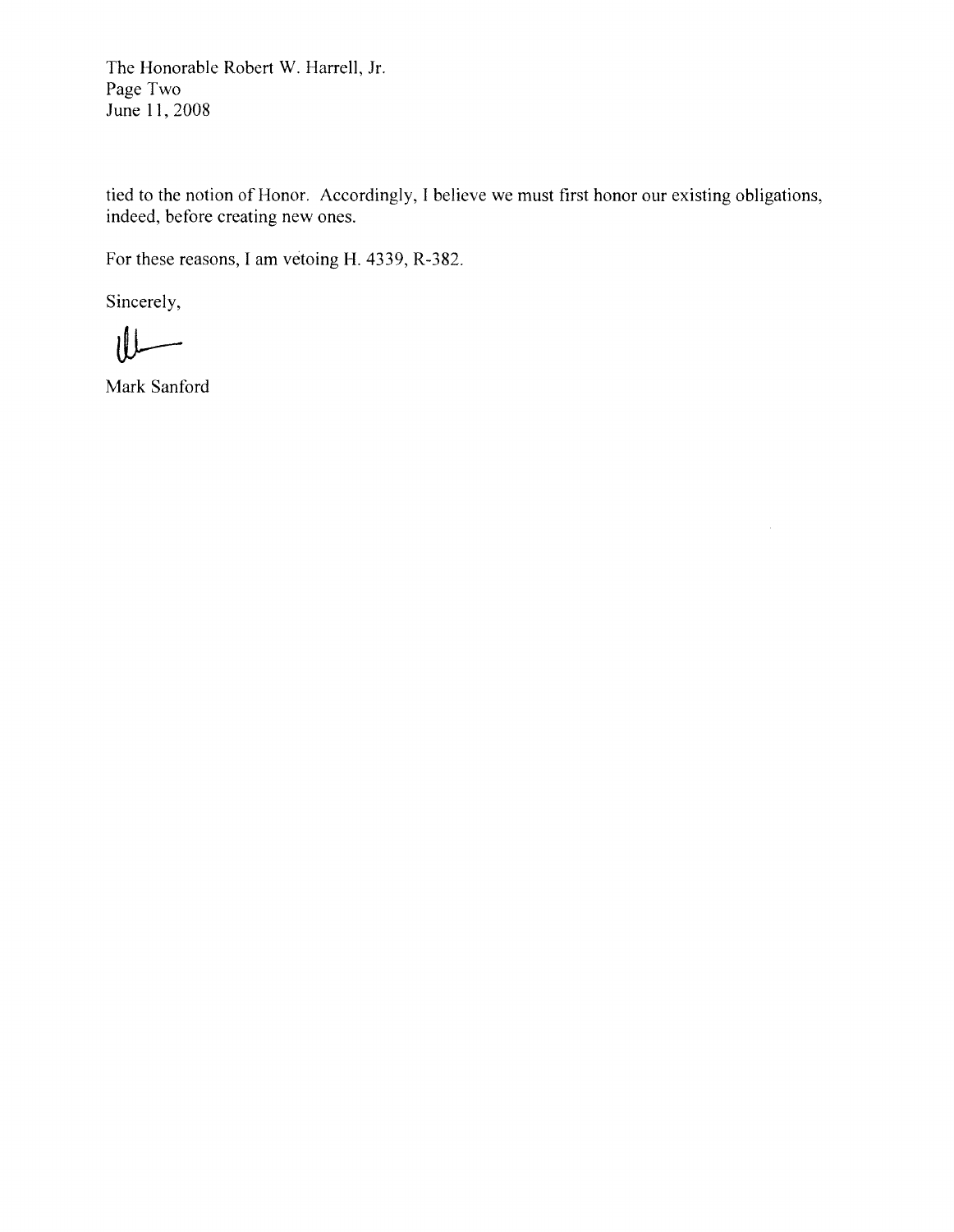tied to the notion of Honor. Accordingly, I believe we must first honor our existing obligations, indeed, before creating new ones.

For these reasons, I am vetoing H. 4339, R-382.

Sincerely,

Mark Sanford